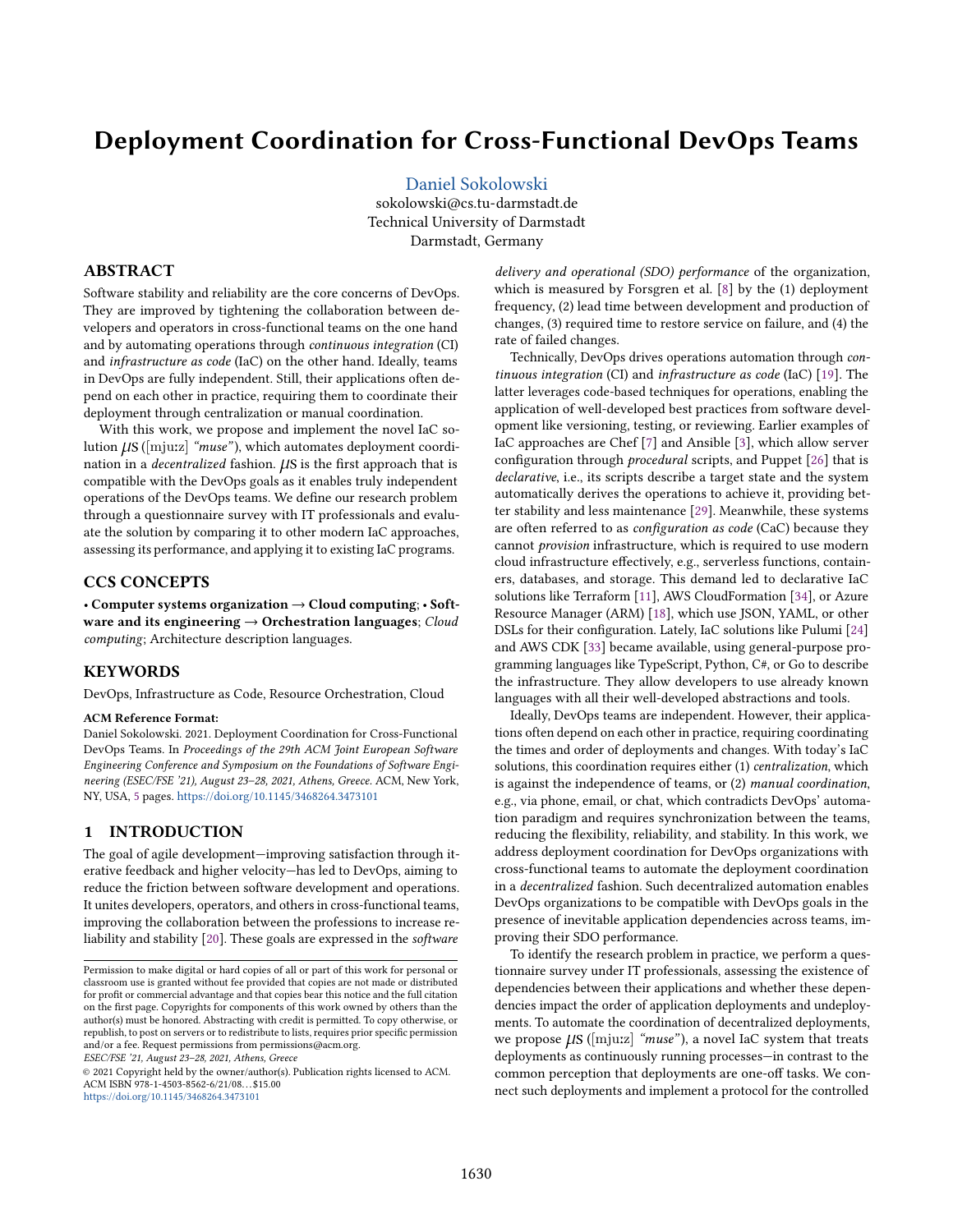// Deployment Coordination for Cross-Functional DevOps Teams

Daniel Sokolowski
sokolowski@cs.tu-darmstadt.de
Technical University of Darmstadt
Darmstadt, Germany

## ABSTRACT

Software stability and reliability are the core concerns of DevOps. They are improved by tightening the collaboration between developers and operators in cross-functional teams on the one hand and by automating operations through *continuous integration* (CI) and *infrastructure as code* (IaC) on the other hand. Ideally, teams in DevOps are fully independent. Still, their applications often depend on each other in practice, requiring them to coordinate their deployment through centralization or manual coordination.

With this work, we propose and implement the novel IaC solution $\mu$s ([mjuːz] *"muse"*), which automates deployment coordination in a *decentralized* fashion. $\mu$s is the first approach that is compatible with the DevOps goals as it enables truly independent operations of the DevOps teams. We define our research problem through a questionnaire survey with IT professionals and evaluate the solution by comparing it to other modern IaC approaches, assessing its performance, and applying it to existing IaC programs.

## CCS CONCEPTS

• **Computer systems organization** → **Cloud computing**; • **Software and its engineering** → **Orchestration languages**; *Cloud computing*; Architecture description languages.

## KEYWORDS

DevOps, Infrastructure as Code, Resource Orchestration, Cloud

**ACM Reference Format:**
Daniel Sokolowski. 2021. Deployment Coordination for Cross-Functional DevOps Teams. In *Proceedings of the 29th ACM Joint European Software Engineering Conference and Symposium on the Foundations of Software Engineering (ESEC/FSE '21), August 23–28, 2021, Athens, Greece.* ACM, New York, NY, USA, 5 pages. https://doi.org/10.1145/3468264.3473101

## 1 INTRODUCTION

The goal of agile development—improving satisfaction through iterative feedback and higher velocity—has led to DevOps, aiming to reduce the friction between software development and operations. It unites developers, operators, and others in cross-functional teams, improving the collaboration between the professions to increase reliability and stability [20]. These goals are expressed in the *software delivery and operational (SDO) performance* of the organization, which is measured by Forsgren et al. [8] by the (1) deployment frequency, (2) lead time between development and production of changes, (3) required time to restore service on failure, and (4) the rate of failed changes.

Technically, DevOps drives operations automation through *continuous integration* (CI) and *infrastructure as code* (IaC) [19]. The latter leverages code-based techniques for operations, enabling the application of well-developed best practices from software development like versioning, testing, or reviewing. Earlier examples of IaC approaches are Chef [7] and Ansible [3], which allow server configuration through *procedural* scripts, and Puppet [26] that is *declarative*, i.e., its scripts describe a target state and the system automatically derives the operations to achieve it, providing better stability and less maintenance [29]. Meanwhile, these systems are often referred to as *configuration as code* (CaC) because they cannot *provision* infrastructure, which is required to use modern cloud infrastructure effectively, e.g., serverless functions, containers, databases, and storage. This demand led to declarative IaC solutions like Terraform [11], AWS CloudFormation [34], or Azure Resource Manager (ARM) [18], which use JSON, YAML, or other DSLs for their configuration. Lately, IaC solutions like Pulumi [24] and AWS CDK [33] became available, using general-purpose programming languages like TypeScript, Python, C#, or Go to describe the infrastructure. They allow developers to use already known languages with all their well-developed abstractions and tools.

Ideally, DevOps teams are independent. However, their applications often depend on each other in practice, requiring coordinating the times and order of deployments and changes. With today's IaC solutions, this coordination requires either (1) *centralization*, which is against the independence of teams, or (2) *manual coordination*, e.g., via phone, email, or chat, which contradicts DevOps' automation paradigm and requires synchronization between the teams, reducing the flexibility, reliability, and stability. In this work, we address deployment coordination for DevOps organizations with cross-functional teams to automate the deployment coordination in a *decentralized* fashion. Such decentralized automation enables DevOps organizations to be compatible with DevOps goals in the presence of inevitable application dependencies across teams, improving their SDO performance.

To identify the research problem in practice, we perform a questionnaire survey under IT professionals, assessing the existence of dependencies between their applications and whether these dependencies impact the order of application deployments and undeployments. To automate the coordination of decentralized deployments, we propose $\mu$s ([mjuːz] *"muse"*), a novel IaC system that treats deployments as continuously running processes—in contrast to the common perception that deployments are one-off tasks. We connect such deployments and implement a protocol for the controlled

Permission to make digital or hard copies of all or part of this work for personal or classroom use is granted without fee provided that copies are not made or distributed for profit or commercial advantage and that copies bear this notice and the full citation on the first page. Copyrights for components of this work owned by others than the author(s) must be honored. Abstracting with credit is permitted. To copy otherwise, or republish, to post on servers or to redistribute to lists, requires prior specific permission and/or a fee. Request permissions from permissions@acm.org.
*ESEC/FSE '21, August 23–28, 2021, Athens, Greece*
© 2021 Copyright held by the owner/author(s). Publication rights licensed to ACM.
ACM ISBN 978-1-4503-8562-6/21/08...$15.00
https://doi.org/10.1145/3468264.3473101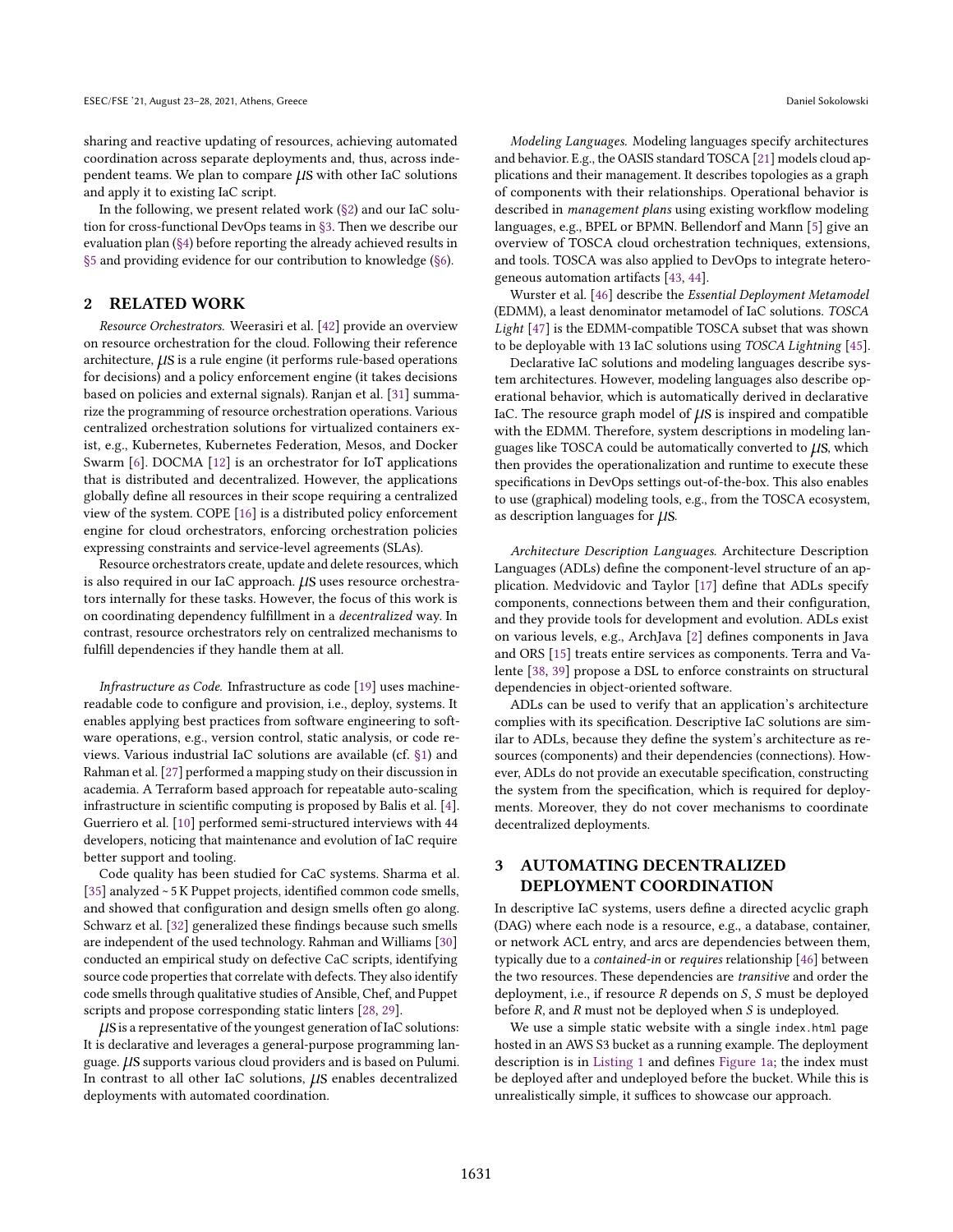sharing and reactive updating of resources, achieving automated coordination across separate deployments and, thus, across independent teams. We plan to compare µS with other IaC solutions and apply it to existing IaC script.

In the following, we present related work (§2) and our IaC solution for cross-functional DevOps teams in §3. Then we describe our evaluation plan (§4) before reporting the already achieved results in §5 and providing evidence for our contribution to knowledge (§6).

## 2 RELATED WORK

*Resource Orchestrators.* Weerasiri et al. [42] provide an overview on resource orchestration for the cloud. Following their reference architecture, µS is a rule engine (it performs rule-based operations for decisions) and a policy enforcement engine (it takes decisions based on policies and external signals). Ranjan et al. [31] summarize the programming of resource orchestration operations. Various centralized orchestration solutions for virtualized containers exist, e.g., Kubernetes, Kubernetes Federation, Mesos, and Docker Swarm [6]. DOCMA [12] is an orchestrator for IoT applications that is distributed and decentralized. However, the applications globally define all resources in their scope requiring a centralized view of the system. COPE [16] is a distributed policy enforcement engine for cloud orchestrators, enforcing orchestration policies expressing constraints and service-level agreements (SLAs).

Resource orchestrators create, update and delete resources, which is also required in our IaC approach. µS uses resource orchestrators internally for these tasks. However, the focus of this work is on coordinating dependency fulfillment in a *decentralized* way. In contrast, resource orchestrators rely on centralized mechanisms to fulfill dependencies if they handle them at all.

*Infrastructure as Code.* Infrastructure as code [19] uses machine-readable code to configure and provision, i.e., deploy, systems. It enables applying best practices from software engineering to software operations, e.g., version control, static analysis, or code reviews. Various industrial IaC solutions are available (cf. §1) and Rahman et al. [27] performed a mapping study on their discussion in academia. A Terraform based approach for repeatable auto-scaling infrastructure in scientific computing is proposed by Balis et al. [4]. Guerriero et al. [10] performed semi-structured interviews with 44 developers, noticing that maintenance and evolution of IaC require better support and tooling.

Code quality has been studied for CaC systems. Sharma et al. [35] analyzed ~ 5 K Puppet projects, identified common code smells, and showed that configuration and design smells often go along. Schwarz et al. [32] generalized these findings because such smells are independent of the used technology. Rahman and Williams [30] conducted an empirical study on defective CaC scripts, identifying source code properties that correlate with defects. They also identify code smells through qualitative studies of Ansible, Chef, and Puppet scripts and propose corresponding static linters [28, 29].

µS is a representative of the youngest generation of IaC solutions: It is declarative and leverages a general-purpose programming language. µS supports various cloud providers and is based on Pulumi. In contrast to all other IaC solutions, µS enables decentralized deployments with automated coordination.

*Modeling Languages.* Modeling languages specify architectures and behavior. E.g., the OASIS standard TOSCA [21] models cloud applications and their management. It describes topologies as a graph of components with their relationships. Operational behavior is described in *management plans* using existing workflow modeling languages, e.g., BPEL or BPMN. Bellendorf and Mann [5] give an overview of TOSCA cloud orchestration techniques, extensions, and tools. TOSCA was also applied to DevOps to integrate heterogeneous automation artifacts [43, 44].

Wurster et al. [46] describe the *Essential Deployment Metamodel* (EDMM), a least denominator metamodel of IaC solutions. *TOSCA Light* [47] is the EDMM-compatible TOSCA subset that was shown to be deployable with 13 IaC solutions using *TOSCA Lightning* [45].

Declarative IaC solutions and modeling languages describe system architectures. However, modeling languages also describe operational behavior, which is automatically derived in declarative IaC. The resource graph model of µS is inspired and compatible with the EDMM. Therefore, system descriptions in modeling languages like TOSCA could be automatically converted to µS, which then provides the operationalization and runtime to execute these specifications in DevOps settings out-of-the-box. This also enables to use (graphical) modeling tools, e.g., from the TOSCA ecosystem, as description languages for µS.

*Architecture Description Languages.* Architecture Description Languages (ADLs) define the component-level structure of an application. Medvidovic and Taylor [17] define that ADLs specify components, connections between them and their configuration, and they provide tools for development and evolution. ADLs exist on various levels, e.g., ArchJava [2] defines components in Java and ORS [15] treats entire services as components. Terra and Valente [38, 39] propose a DSL to enforce constraints on structural dependencies in object-oriented software.

ADLs can be used to verify that an application's architecture complies with its specification. Descriptive IaC solutions are similar to ADLs, because they define the system's architecture as resources (components) and their dependencies (connections). However, ADLs do not provide an executable specification, constructing the system from the specification, which is required for deployments. Moreover, they do not cover mechanisms to coordinate decentralized deployments.

## 3 AUTOMATING DECENTRALIZED DEPLOYMENT COORDINATION

In descriptive IaC systems, users define a directed acyclic graph (DAG) where each node is a resource, e.g., a database, container, or network ACL entry, and arcs are dependencies between them, typically due to a *contained-in* or *requires* relationship [46] between the two resources. These dependencies are *transitive* and order the deployment, i.e., if resource *R* depends on *S*, *S* must be deployed before *R*, and *R* must not be deployed when *S* is undeployed.

We use a simple static website with a single `index.html` page hosted in an AWS S3 bucket as a running example. The deployment description is in Listing 1 and defines Figure 1a; the index must be deployed after and undeployed before the bucket. While this is unrealistically simple, it suffices to showcase our approach.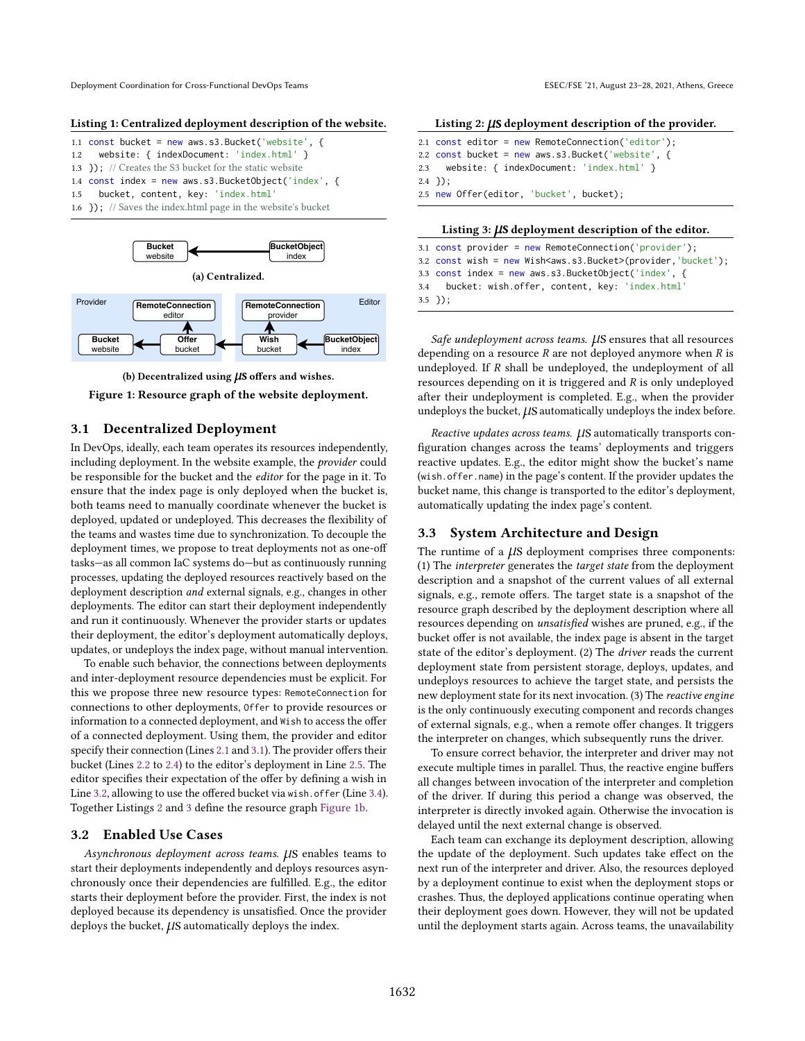**Listing 1: Centralized deployment description of the website.**

```
1.1 const bucket = new aws.s3.Bucket('website', {
1.2   website: { indexDocument: 'index.html' }
1.3 }); // Creates the S3 bucket for the static website
1.4 const index = new aws.s3.BucketObject('index', {
1.5   bucket, content, key: 'index.html'
1.6 }); // Saves the index.html page in the website's bucket
```

(a) Centralized.

(b) Decentralized using μs offers and wishes.

**Figure 1: Resource graph of the website deployment.**

## 3.1 Decentralized Deployment

In DevOps, ideally, each team operates its resources independently, including deployment. In the website example, the *provider* could be responsible for the bucket and the *editor* for the page in it. To ensure that the index page is only deployed when the bucket is, both teams need to manually coordinate whenever the bucket is deployed, updated or undeployed. This decreases the flexibility of the teams and wastes time due to synchronization. To decouple the deployment times, we propose to treat deployments not as one-off tasks—as all common IaC systems do—but as continuously running processes, updating the deployed resources reactively based on the deployment description *and* external signals, e.g., changes in other deployments. The editor can start their deployment independently and run it continuously. Whenever the provider starts or updates their deployment, the editor's deployment automatically deploys, updates, or undeploys the index page, without manual intervention.

To enable such behavior, the connections between deployments and inter-deployment resource dependencies must be explicit. For this we propose three new resource types: `RemoteConnection` for connections to other deployments, `Offer` to provide resources or information to a connected deployment, and `Wish` to access the offer of a connected deployment. Using them, the provider and editor specify their connection (Lines 2.1 and 3.1). The provider offers their bucket (Lines 2.2 to 2.4) to the editor's deployment in Line 2.5. The editor specifies their expectation of the offer by defining a wish in Line 3.2, allowing to use the offered bucket via `wish.offer` (Line 3.4). Together Listings 2 and 3 define the resource graph Figure 1b.

## 3.2 Enabled Use Cases

*Asynchronous deployment across teams.* μs enables teams to start their deployments independently and deploys resources asynchronously once their dependencies are fulfilled. E.g., the editor starts their deployment before the provider. First, the index is not deployed because its dependency is unsatisfied. Once the provider deploys the bucket, μs automatically deploys the index.

**Listing 2: μs deployment description of the provider.**

```
2.1 const editor = new RemoteConnection('editor');
2.2 const bucket = new aws.s3.Bucket('website', {
2.3   website: { indexDocument: 'index.html' }
2.4 });
2.5 new Offer(editor, 'bucket', bucket);
```

**Listing 3: μs deployment description of the editor.**

```
3.1 const provider = new RemoteConnection('provider');
3.2 const wish = new Wish<aws.s3.Bucket>(provider,'bucket');
3.3 const index = new aws.s3.BucketObject('index', {
3.4   bucket: wish.offer, content, key: 'index.html'
3.5 });
```

*Safe undeployment across teams.* μs ensures that all resources depending on a resource $R$ are not deployed anymore when $R$ is undeployed. If $R$ shall be undeployed, the undeployment of all resources depending on it is triggered and $R$ is only undeployed after their undeployment is completed. E.g., when the provider undeploys the bucket, μs automatically undeploys the index before.

*Reactive updates across teams.* μs automatically transports configuration changes across the teams' deployments and triggers reactive updates. E.g., the editor might show the bucket's name (`wish.offer.name`) in the page's content. If the provider updates the bucket name, this change is transported to the editor's deployment, automatically updating the index page's content.

## 3.3 System Architecture and Design

The runtime of a μs deployment comprises three components: (1) The *interpreter* generates the *target state* from the deployment description and a snapshot of the current values of all external signals, e.g., remote offers. The target state is a snapshot of the resource graph described by the deployment description where all resources depending on *unsatisfied* wishes are pruned, e.g., if the bucket offer is not available, the index page is absent in the target state of the editor's deployment. (2) The *driver* reads the current deployment state from persistent storage, deploys, updates, and undeploys resources to achieve the target state, and persists the new deployment state for its next invocation. (3) The *reactive engine* is the only continuously executing component and records changes of external signals, e.g., when a remote offer changes. It triggers the interpreter on changes, which subsequently runs the driver.

To ensure correct behavior, the interpreter and driver may not execute multiple times in parallel. Thus, the reactive engine buffers all changes between invocation of the interpreter and completion of the driver. If during this period a change was observed, the interpreter is directly invoked again. Otherwise the invocation is delayed until the next external change is observed.

Each team can exchange its deployment description, allowing the update of the deployment. Such updates take effect on the next run of the interpreter and driver. Also, the resources deployed by a deployment continue to exist when the deployment stops or crashes. Thus, the deployed applications continue operating when their deployment goes down. However, they will not be updated until the deployment starts again. Across teams, the unavailability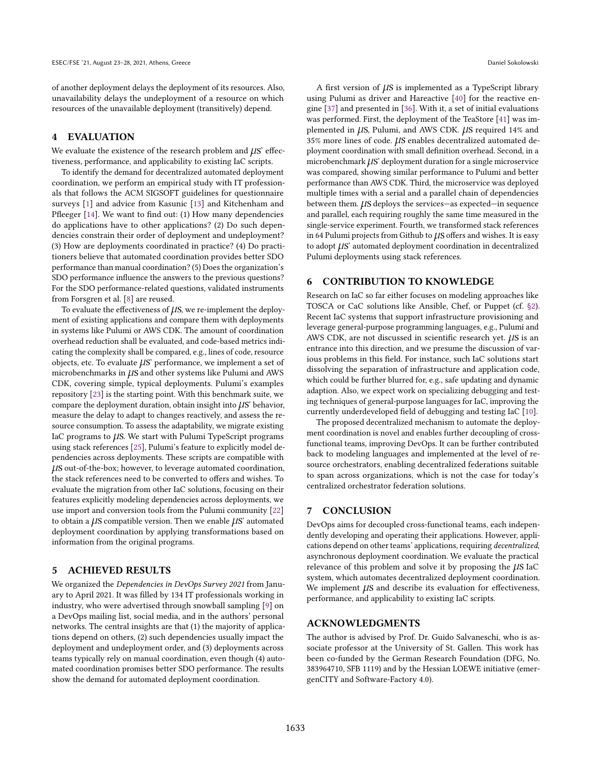of another deployment delays the deployment of its resources. Also, unavailability delays the undeployment of a resource on which resources of the unavailable deployment (transitively) depend.

## 4 EVALUATION

We evaluate the existence of the research problem and $\mu$S' effectiveness, performance, and applicability to existing IaC scripts.

To identify the demand for decentralized automated deployment coordination, we perform an empirical study with IT professionals that follows the ACM SIGSOFT guidelines for questionnaire surveys [1] and advice from Kasunic [13] and Kitchenham and Pfleeger [14]. We want to find out: (1) How many dependencies do applications have to other applications? (2) Do such dependencies constrain their order of deployment and undeployment? (3) How are deployments coordinated in practice? (4) Do practitioners believe that automated coordination provides better SDO performance than manual coordination? (5) Does the organization's SDO performance influence the answers to the previous questions? For the SDO performance-related questions, validated instruments from Forsgren et al. [8] are reused.

To evaluate the effectiveness of $\mu$S, we re-implement the deployment of existing applications and compare them with deployments in systems like Pulumi or AWS CDK. The amount of coordination overhead reduction shall be evaluated, and code-based metrics indicating the complexity shall be compared, e.g., lines of code, resource objects, etc. To evaluate $\mu$S' performance, we implement a set of microbenchmarks in $\mu$S and other systems like Pulumi and AWS CDK, covering simple, typical deployments. Pulumi's examples repository [23] is the starting point. With this benchmark suite, we compare the deployment duration, obtain insight into $\mu$S' behavior, measure the delay to adapt to changes reactively, and assess the resource consumption. To assess the adaptability, we migrate existing IaC programs to $\mu$S. We start with Pulumi TypeScript programs using stack references [25], Pulumi's feature to explicitly model dependencies across deployments. These scripts are compatible with $\mu$S out-of-the-box; however, to leverage automated coordination, the stack references need to be converted to offers and wishes. To evaluate the migration from other IaC solutions, focusing on their features explicitly modeling dependencies across deployments, we use import and conversion tools from the Pulumi community [22] to obtain a $\mu$S compatible version. Then we enable $\mu$S' automated deployment coordination by applying transformations based on information from the original programs.

## 5 ACHIEVED RESULTS

We organized the *Dependencies in DevOps Survey 2021* from January to April 2021. It was filled by 134 IT professionals working in industry, who were advertised through snowball sampling [9] on a DevOps mailing list, social media, and in the authors' personal networks. The central insights are that (1) the majority of applications depend on others, (2) such dependencies usually impact the deployment and undeployment order, and (3) deployments across teams typically rely on manual coordination, even though (4) automated coordination promises better SDO performance. The results show the demand for automated deployment coordination.

A first version of $\mu$S is implemented as a TypeScript library using Pulumi as driver and Hareactive [40] for the reactive engine [37] and presented in [36]. With it, a set of initial evaluations was performed. First, the deployment of the TeaStore [41] was implemented in $\mu$S, Pulumi, and AWS CDK. $\mu$S required 14% and 35% more lines of code. $\mu$S enables decentralized automated deployment coordination with small definition overhead. Second, in a microbenchmark $\mu$S' deployment duration for a single microservice was compared, showing similar performance to Pulumi and better performance than AWS CDK. Third, the microservice was deployed multiple times with a serial and a parallel chain of dependencies between them. $\mu$S deploys the services—as expected—in sequence and parallel, each requiring roughly the same time measured in the single-service experiment. Fourth, we transformed stack references in 64 Pulumi projects from Github to $\mu$S offers and wishes. It is easy to adopt $\mu$S' automated deployment coordination in decentralized Pulumi deployments using stack references.

## 6 CONTRIBUTION TO KNOWLEDGE

Research on IaC so far either focuses on modeling approaches like TOSCA or CaC solutions like Ansible, Chef, or Puppet (cf. §2). Recent IaC systems that support infrastructure provisioning and leverage general-purpose programming languages, e.g., Pulumi and AWS CDK, are not discussed in scientific research yet. $\mu$S is an entrance into this direction, and we presume the discussion of various problems in this field. For instance, such IaC solutions start dissolving the separation of infrastructure and application code, which could be further blurred for, e.g., safe updating and dynamic adaption. Also, we expect work on specializing debugging and testing techniques of general-purpose languages for IaC, improving the currently underdeveloped field of debugging and testing IaC [10].

The proposed decentralized mechanism to automate the deployment coordination is novel and enables further decoupling of cross-functional teams, improving DevOps. It can be further contributed back to modeling languages and implemented at the level of resource orchestrators, enabling decentralized federations suitable to span across organizations, which is not the case for today's centralized orchestrator federation solutions.

## 7 CONCLUSION

DevOps aims for decoupled cross-functional teams, each independently developing and operating their applications. However, applications depend on other teams' applications, requiring *decentralized*, asynchronous deployment coordination. We evaluate the practical relevance of this problem and solve it by proposing the $\mu$S IaC system, which automates decentralized deployment coordination. We implement $\mu$S and describe its evaluation for effectiveness, performance, and applicability to existing IaC scripts.

## ACKNOWLEDGMENTS

The author is advised by Prof. Dr. Guido Salvaneschi, who is associate professor at the University of St. Gallen. This work has been co-funded by the German Research Foundation (DFG, No. 383964710, SFB 1119) and by the Hessian LOEWE initiative (emergenCITY and Software-Factory 4.0).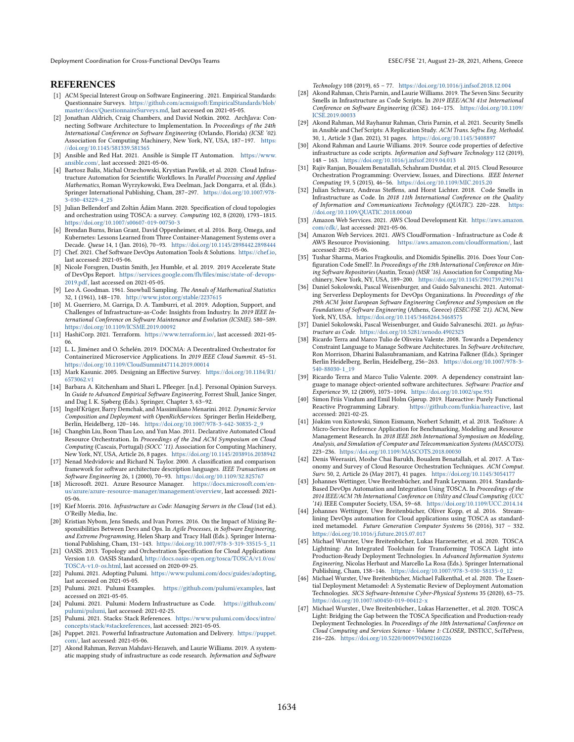## REFERENCES

[1] ACM Special Interest Group on Software Engineering . 2021. Empirical Standards: Questionnaire Surveys. https://github.com/acmsigsoft/EmpiricalStandards/blob/master/docs/QuestionnaireSurveys.md, last accessed on 2021-05-05.

[2] Jonathan Aldrich, Craig Chambers, and David Notkin. 2002. ArchJava: Connecting Software Architecture to Implementation. In *Proceedings of the 24th International Conference on Software Engineering* (Orlando, Florida) *(ICSE '02)*. Association for Computing Machinery, New York, NY, USA, 187–197. https://doi.org/10.1145/581339.581365

[3] Ansible and Red Hat. 2021. Ansible is Simple IT Automation. https://www.ansible.com/, last accessed: 2021-05-06.

[4] Bartosz Balis, Michal Orzechowski, Krystian Pawlik, et al. 2020. Cloud Infrastructure Automation for Scientific Workflows. In *Parallel Processing and Applied Mathematics*, Roman Wyrzykowski, Ewa Deelman, Jack Dongarra, et al. (Eds.). Springer International Publishing, Cham, 287–297. https://doi.org/10.1007/978-3-030-43229-4_25

[5] Julian Bellendorf and Zoltán Ádám Mann. 2020. Specification of cloud topologies and orchestration using TOSCA: a survey. *Computing* 102, 8 (2020), 1793–1815. https://doi.org/10.1007/s00607-019-00750-3

[6] Brendan Burns, Brian Grant, David Oppenheimer, et al. 2016. Borg, Omega, and Kubernetes: Lessons Learned from Three Container-Management Systems over a Decade. *Queue* 14, 1 (Jan. 2016), 70–93. https://doi.org/10.1145/2898442.2898444

[7] Chef. 2021. Chef Software DevOps Automation Tools & Solutions. https://chef.io, last accessed: 2021-05-06.

[8] Nicole Forsgren, Dustin Smith, Jez Humble, et al. 2019. 2019 Accelerate State of DevOps Report. https://services.google.com/fh/files/misc/state-of-devops-2019.pdf, last accessed on 2021-05-05.

[9] Leo A. Goodman. 1961. Snowball Sampling. *The Annals of Mathematical Statistics* 32, 1 (1961), 148–170. http://www.jstor.org/stable/2237615

[10] M. Guerriero, M. Garriga, D. A. Tamburri, et al. 2019. Adoption, Support, and Challenges of Infrastructure-as-Code: Insights from Industry. In *2019 IEEE International Conference on Software Maintenance and Evolution (ICSME)*. 580–589. https://doi.org/10.1109/ICSME.2019.00092

[11] HashiCorp. 2021. Terraform. https://www.terraform.io/, last accessed: 2021-05-06.

[12] L. L. Jiménez and O. Schelén. 2019. DOCMA: A Decentralized Orchestrator for Containerized Microservice Applications. In *2019 IEEE Cloud Summit*. 45–51. https://doi.org/10.1109/CloudSummit47114.2019.00014

[13] Mark Kasunic. 2005. Designing an Effective Survey. https://doi.org/10.1184/R1/6573062.v1

[14] Barbara A. Kitchenham and Shari L. Pfleeger. [n.d.]. Personal Opinion Surveys. In *Guide to Advanced Empirical Software Engineering*, Forrest Shull, Janice Singer, and Dag I. K. Sjøberg (Eds.). Springer, Chapter 3, 63–92.

[15] Ingolf Krüger, Barry Demchak, and Massimiliano Menarini. 2012. *Dynamic Service Composition and Deployment with OpenRichServices*. Springer Berlin Heidelberg, Berlin, Heidelberg, 120–146. https://doi.org/10.1007/978-3-642-30835-2_9

[16] Changbin Liu, Boon Thau Loo, and Yun Mao. 2011. Declarative Automated Cloud Resource Orchestration. In *Proceedings of the 2nd ACM Symposium on Cloud Computing* (Cascais, Portugal) *(SOCC '11)*. Association for Computing Machinery, New York, NY, USA, Article 26, 8 pages. https://doi.org/10.1145/2038916.2038942

[17] Nenad Medvidovic and Richard N. Taylor. 2000. A classification and comparison framework for software architecture description languages. *IEEE Transactions on Software Engineering* 26, 1 (2000), 70–93. https://doi.org/10.1109/32.825767

[18] Microsoft. 2021. Azure Resource Manager. https://docs.microsoft.com/en-us/azure/azure-resource-manager/management/overview, last accessed: 2021-05-06.

[19] Kief Morris. 2016. *Infrastructure as Code: Managing Servers in the Cloud* (1st ed.). O'Reilly Media, Inc.

[20] Kristian Nybom, Jens Smeds, and Ivan Porres. 2016. On the Impact of Mixing Responsibilities Between Devs and Ops. In *Agile Processes, in Software Engineering, and Extreme Programming*, Helen Sharp and Tracy Hall (Eds.). Springer International Publishing, Cham, 131–143. https://doi.org/10.1007/978-3-319-33515-5_11

[21] OASIS. 2013. Topology and Orchestration Specification for Cloud Applications Version 1.0. OASIS Standard, http://docs.oasis-open.org/tosca/TOSCA/v1.0/os/TOSCA-v1.0-os.html, last accessed on 2020-09-25.

[22] Pulumi. 2021. Adopting Pulumi. https://www.pulumi.com/docs/guides/adopting, last accessed on 2021-05-05.

[23] Pulumi. 2021. Pulumi Examples. https://github.com/pulumi/examples, last accessed on 2021-05-05.

[24] Pulumi. 2021. Pulumi: Modern Infrastructure as Code. https://github.com/pulumi/pulumi, last accessed: 2021-02-25.

[25] Pulumi. 2021. Stacks: Stack References. https://www.pulumi.com/docs/intro/concepts/stack/#stackreferences, last accessed: 2021-05-05.

[26] Puppet. 2021. Powerful Infrastructure Automation and Delivery. https://puppet.com/, last accessed: 2021-05-06.

[27] Akond Rahman, Rezvan Mahdavi-Hezaveh, and Laurie Williams. 2019. A systematic mapping study of infrastructure as code research. *Information and Software Technology* 108 (2019), 65 – 77. https://doi.org/10.1016/j.infsof.2018.12.004

[28] Akond Rahman, Chris Parnin, and Laurie Williams. 2019. The Seven Sins: Security Smells in Infrastructure as Code Scripts. In *2019 IEEE/ACM 41st International Conference on Software Engineering (ICSE)*. 164–175. https://doi.org/10.1109/ICSE.2019.00033

[29] Akond Rahman, Md Rayhanur Rahman, Chris Parnin, et al. 2021. Security Smells in Ansible and Chef Scripts: A Replication Study. *ACM Trans. Softw. Eng. Methodol.* 30, 1, Article 3 (Jan. 2021), 31 pages. https://doi.org/10.1145/3408897

[30] Akond Rahman and Laurie Williams. 2019. Source code properties of defective infrastructure as code scripts. *Information and Software Technology* 112 (2019), 148 – 163. https://doi.org/10.1016/j.infsof.2019.04.013

[31] Rajiv Ranjan, Boualem Benatallah, Schahram Dustdar, et al. 2015. Cloud Resource Orchestration Programming: Overview, Issues, and Directions. *IEEE Internet Computing* 19, 5 (2015), 46–56. https://doi.org/10.1109/MIC.2015.20

[32] Julian Schwarz, Andreas Steffens, and Horst Lichter. 2018. Code Smells in Infrastructure as Code. In *2018 11th International Conference on the Quality of Information and Communications Technology (QUATIC)*. 220–228. https://doi.org/10.1109/QUATIC.2018.00040

[33] Amazon Web Services. 2021. AWS Cloud Development Kit. https://aws.amazon.com/cdk/, last accessed: 2021-05-06.

[34] Amazon Web Services. 2021. AWS CloudFormation - Infrastructure as Code & AWS Resource Provisioning. https://aws.amazon.com/cloudformation/, last accessed: 2021-05-06.

[35] Tushar Sharma, Marios Fragkoulis, and Diomidis Spinellis. 2016. Does Your Configuration Code Smell?. In *Proceedings of the 13th International Conference on Mining Software Repositories* (Austin, Texas) *(MSR '16)*. Association for Computing Machinery, New York, NY, USA, 189–200. https://doi.org/10.1145/2901739.2901761

[36] Daniel Sokolowski, Pascal Weisenburger, and Guido Salvaneschi. 2021. Automating Serverless Deployments for DevOps Organizations. In *Proceedings of the 29th ACM Joint European Software Engineering Conference and Symposium on the Foundations of Software Engineering (ESEC/FSE '21)*. ACM, New York, NY, USA. https://doi.org/10.1145/3468264.3468575

[37] Daniel Sokolowski, Pascal Weisenburger, and Guido Salvaneschi. 2021. *µs Infrastructure as Code*. https://doi.org/10.5281/zenodo.4902323

[38] Ricardo Terra and Marco Tulio de Oliveira Valente. 2008. Towards a Dependency Constraint Language to Manage Software Architectures. In *Software Architecture*, Ron Morrison, Dharini Balasubramaniam, and Katrina Falkner (Eds.). Springer Berlin Heidelberg, Berlin, Heidelberg, 256–263. https://doi.org/10.1007/978-3-540-88030-1_19

[39] Ricardo Terra and Marco Tulio Valente. 2009. A dependency constraint language to manage object-oriented software architectures. *Software: Practice and Experience* 39, 12 (2009), 1073–1094. https://doi.org/10.1002/spe.931

[40] Simon Friis Vindum and Emil Holm Gjørup. 2019. Hareactive: Purely Functional Reactive Programming Library. https://github.com/funkia/hareactive, last accessed: 2021-02-25.

[41] Jóakim von Kistowski, Simon Eismann, Norbert Schmitt, et al. 2018. TeaStore: A Micro-Service Reference Application for Benchmarking, Modeling and Resource Management Research. In *2018 IEEE 26th International Symposium on Modeling, Analysis, and Simulation of Computer and Telecommunication Systems (MASCOTS)*. 223–236. https://doi.org/10.1109/MASCOTS.2018.00030

[42] Denis Weerasiri, Moshe Chai Barukh, Boualem Benatallah, et al. 2017. A Taxonomy and Survey of Cloud Resource Orchestration Techniques. *ACM Comput. Surv.* 50, 2, Article 26 (May 2017), 41 pages. https://doi.org/10.1145/3054177

[43] Johannes Wettinger, Uwe Breitenbücher, and Frank Leymann. 2014. Standards-Based DevOps Automation and Integration Using TOSCA. In *Proceedings of the 2014 IEEE/ACM 7th International Conference on Utility and Cloud Computing (UCC '14)*. IEEE Computer Society, USA, 59–68. https://doi.org/10.1109/UCC.2014.14

[44] Johannes Wettinger, Uwe Breitenbücher, Oliver Kopp, et al. 2016. Streamlining DevOps automation for Cloud applications using TOSCA as standardized metamodel. *Future Generation Computer Systems* 56 (2016), 317 – 332. https://doi.org/10.1016/j.future.2015.07.017

[45] Michael Wurster, Uwe Breitenbücher, Lukas Harzenetter, et al. 2020. TOSCA Lightning: An Integrated Toolchain for Transforming TOSCA Light into Production-Ready Deployment Technologies. In *Advanced Information Systems Engineering*, Nicolas Herbaut and Marcello La Rosa (Eds.). Springer International Publishing, Cham, 138–146. https://doi.org/10.1007/978-3-030-58135-0_12

[46] Michael Wurster, Uwe Breitenbücher, Michael Falkenthal, et al. 2020. The Essential Deployment Metamodel: A Systematic Review of Deployment Automation Technologies. *SICS Software-Intensive Cyber-Physical Systems* 35 (2020), 63–75. https://doi.org/10.1007/s00450-019-00412-x

[47] Michael Wurster., Uwe Breitenbücher., Lukas Harzenetter., et al. 2020. TOSCA Light: Bridging the Gap between the TOSCA Specification and Production-ready Deployment Technologies. In *Proceedings of the 10th International Conference on Cloud Computing and Services Science - Volume 1: CLOSER,*. INSTICC, SciTePress, 216–226. https://doi.org/10.5220/0009794302160226